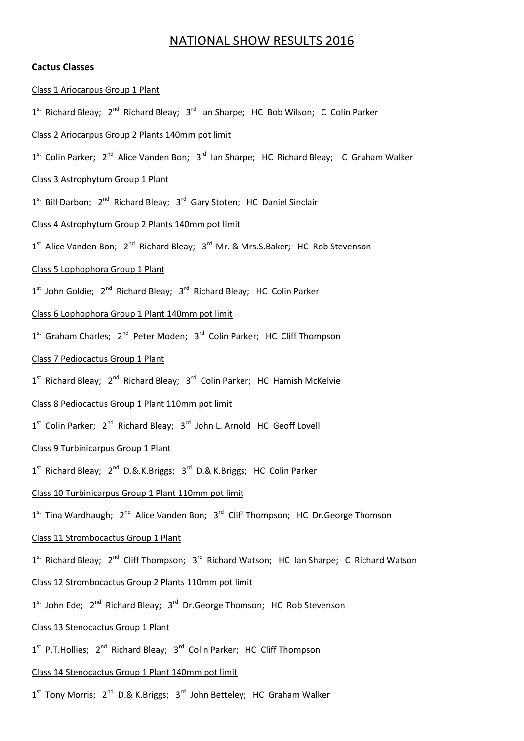# NATIONAL SHOW RESULTS 2016

**Cactus Classes**

Class 1 Ariocarpus Group 1 Plant

1st Richard Bleay; 2nd Richard Bleay; 3rd Ian Sharpe; HC Bob Wilson; C Colin Parker

Class 2 Ariocarpus Group 2 Plants 140mm pot limit

1st Colin Parker; 2nd Alice Vanden Bon; 3rd Ian Sharpe; HC Richard Bleay; C Graham Walker

Class 3 Astrophytum Group 1 Plant

1st Bill Darbon; 2nd Richard Bleay; 3rd Gary Stoten; HC Daniel Sinclair

Class 4 Astrophytum Group 2 Plants 140mm pot limit

1st Alice Vanden Bon; 2nd Richard Bleay; 3rd Mr. & Mrs.S.Baker; HC Rob Stevenson

Class 5 Lophophora Group 1 Plant

1st John Goldie; 2nd Richard Bleay; 3rd Richard Bleay; HC Colin Parker

Class 6 Lophophora Group 1 Plant 140mm pot limit

1st Graham Charles; 2nd Peter Moden; 3rd Colin Parker; HC Cliff Thompson

Class 7 Pediocactus Group 1 Plant

1st Richard Bleay; 2nd Richard Bleay; 3rd Colin Parker; HC Hamish McKelvie

Class 8 Pediocactus Group 1 Plant 110mm pot limit

1st Colin Parker; 2nd Richard Bleay; 3rd John L. Arnold HC Geoff Lovell

Class 9 Turbinicarpus Group 1 Plant

1st Richard Bleay; 2nd D.&.K.Briggs; 3rd D.& K.Briggs; HC Colin Parker

Class 10 Turbinicarpus Group 1 Plant 110mm pot limit

1st Tina Wardhaugh; 2nd Alice Vanden Bon; 3rd Cliff Thompson; HC Dr.George Thomson

Class 11 Strombocactus Group 1 Plant

1st Richard Bleay; 2nd Cliff Thompson; 3rd Richard Watson; HC Ian Sharpe; C Richard Watson

Class 12 Strombocactus Group 2 Plants 110mm pot limit

1st John Ede; 2nd Richard Bleay; 3rd Dr.George Thomson; HC Rob Stevenson

Class 13 Stenocactus Group 1 Plant

1st P.T.Hollies; 2nd Richard Bleay; 3rd Colin Parker; HC Cliff Thompson

Class 14 Stenocactus Group 1 Plant 140mm pot limit

1st Tony Morris; 2nd D.& K.Briggs; 3rd John Betteley; HC Graham Walker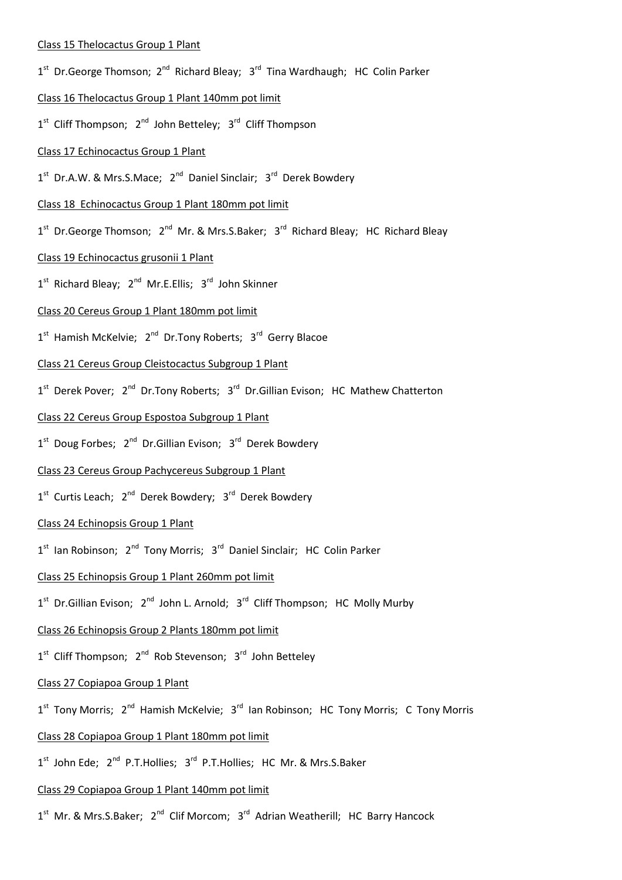Class 15 Thelocactus Group 1 Plant

1st Dr.George Thomson; 2nd Richard Bleay; 3rd Tina Wardhaugh; HC Colin Parker

Class 16 Thelocactus Group 1 Plant 140mm pot limit

1st Cliff Thompson; 2nd John Betteley; 3rd Cliff Thompson

Class 17 Echinocactus Group 1 Plant

1st Dr.A.W. & Mrs.S.Mace; 2nd Daniel Sinclair; 3rd Derek Bowdery

Class 18 Echinocactus Group 1 Plant 180mm pot limit

1st Dr.George Thomson; 2nd Mr. & Mrs.S.Baker; 3rd Richard Bleay; HC Richard Bleay

Class 19 Echinocactus grusonii 1 Plant

1st Richard Bleay; 2nd Mr.E.Ellis; 3rd John Skinner

Class 20 Cereus Group 1 Plant 180mm pot limit

1st Hamish McKelvie; 2nd Dr.Tony Roberts; 3rd Gerry Blacoe

Class 21 Cereus Group Cleistocactus Subgroup 1 Plant

1st Derek Pover; 2nd Dr.Tony Roberts; 3rd Dr.Gillian Evison; HC Mathew Chatterton

Class 22 Cereus Group Espostoa Subgroup 1 Plant

1st Doug Forbes; 2nd Dr.Gillian Evison; 3rd Derek Bowdery

Class 23 Cereus Group Pachycereus Subgroup 1 Plant

1st Curtis Leach; 2nd Derek Bowdery; 3rd Derek Bowdery

Class 24 Echinopsis Group 1 Plant

1st Ian Robinson; 2nd Tony Morris; 3rd Daniel Sinclair; HC Colin Parker

Class 25 Echinopsis Group 1 Plant 260mm pot limit

1st Dr.Gillian Evison; 2nd John L. Arnold; 3rd Cliff Thompson; HC Molly Murby

Class 26 Echinopsis Group 2 Plants 180mm pot limit

1st Cliff Thompson; 2nd Rob Stevenson; 3rd John Betteley

Class 27 Copiapoa Group 1 Plant

1st Tony Morris; 2nd Hamish McKelvie; 3rd Ian Robinson; HC Tony Morris; C Tony Morris

Class 28 Copiapoa Group 1 Plant 180mm pot limit

1st John Ede; 2nd P.T.Hollies; 3rd P.T.Hollies; HC Mr. & Mrs.S.Baker

Class 29 Copiapoa Group 1 Plant 140mm pot limit

1st Mr. & Mrs.S.Baker; 2nd Clif Morcom; 3rd Adrian Weatherill; HC Barry Hancock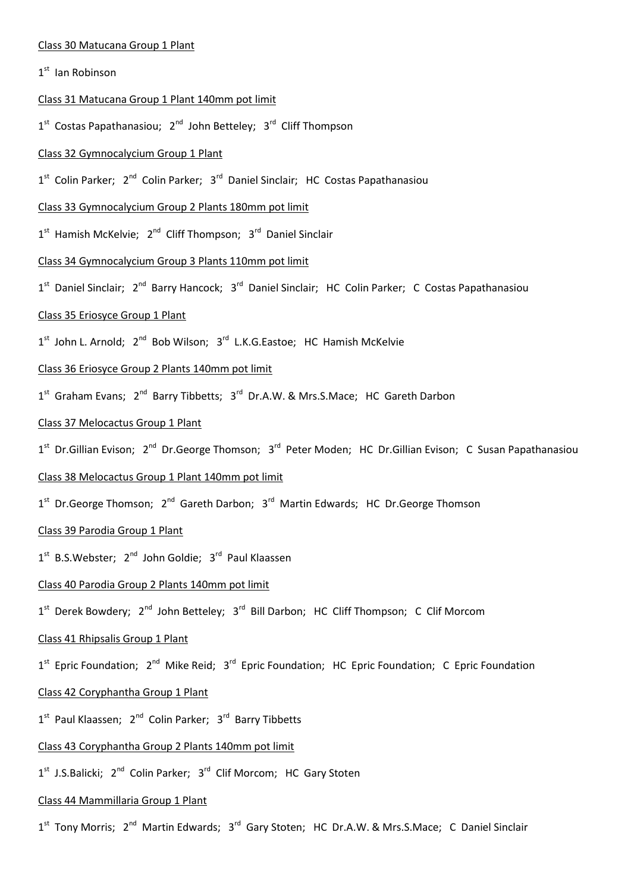Class 30 Matucana Group 1 Plant

1st Ian Robinson

Class 31 Matucana Group 1 Plant 140mm pot limit

1st Costas Papathanasiou; 2nd John Betteley; 3rd Cliff Thompson

Class 32 Gymnocalycium Group 1 Plant

1st Colin Parker; 2nd Colin Parker; 3rd Daniel Sinclair; HC Costas Papathanasiou

Class 33 Gymnocalycium Group 2 Plants 180mm pot limit

1st Hamish McKelvie; 2nd Cliff Thompson; 3rd Daniel Sinclair

Class 34 Gymnocalycium Group 3 Plants 110mm pot limit

1st Daniel Sinclair; 2nd Barry Hancock; 3rd Daniel Sinclair; HC Colin Parker; C Costas Papathanasiou

Class 35 Eriosyce Group 1 Plant

1st John L. Arnold; 2nd Bob Wilson; 3rd L.K.G.Eastoe; HC Hamish McKelvie

Class 36 Eriosyce Group 2 Plants 140mm pot limit

1st Graham Evans; 2nd Barry Tibbetts; 3rd Dr.A.W. & Mrs.S.Mace; HC Gareth Darbon

Class 37 Melocactus Group 1 Plant

1st Dr.Gillian Evison; 2nd Dr.George Thomson; 3rd Peter Moden; HC Dr.Gillian Evison; C Susan Papathanasiou

Class 38 Melocactus Group 1 Plant 140mm pot limit

1st Dr.George Thomson; 2nd Gareth Darbon; 3rd Martin Edwards; HC Dr.George Thomson

Class 39 Parodia Group 1 Plant

1st B.S.Webster; 2nd John Goldie; 3rd Paul Klaassen

Class 40 Parodia Group 2 Plants 140mm pot limit

1st Derek Bowdery; 2nd John Betteley; 3rd Bill Darbon; HC Cliff Thompson; C Clif Morcom

Class 41 Rhipsalis Group 1 Plant

1st Epric Foundation; 2nd Mike Reid; 3rd Epric Foundation; HC Epric Foundation; C Epric Foundation

Class 42 Coryphantha Group 1 Plant

1st Paul Klaassen; 2nd Colin Parker; 3rd Barry Tibbetts

Class 43 Coryphantha Group 2 Plants 140mm pot limit

1st J.S.Balicki; 2nd Colin Parker; 3rd Clif Morcom; HC Gary Stoten

Class 44 Mammillaria Group 1 Plant

1st Tony Morris; 2nd Martin Edwards; 3rd Gary Stoten; HC Dr.A.W. & Mrs.S.Mace; C Daniel Sinclair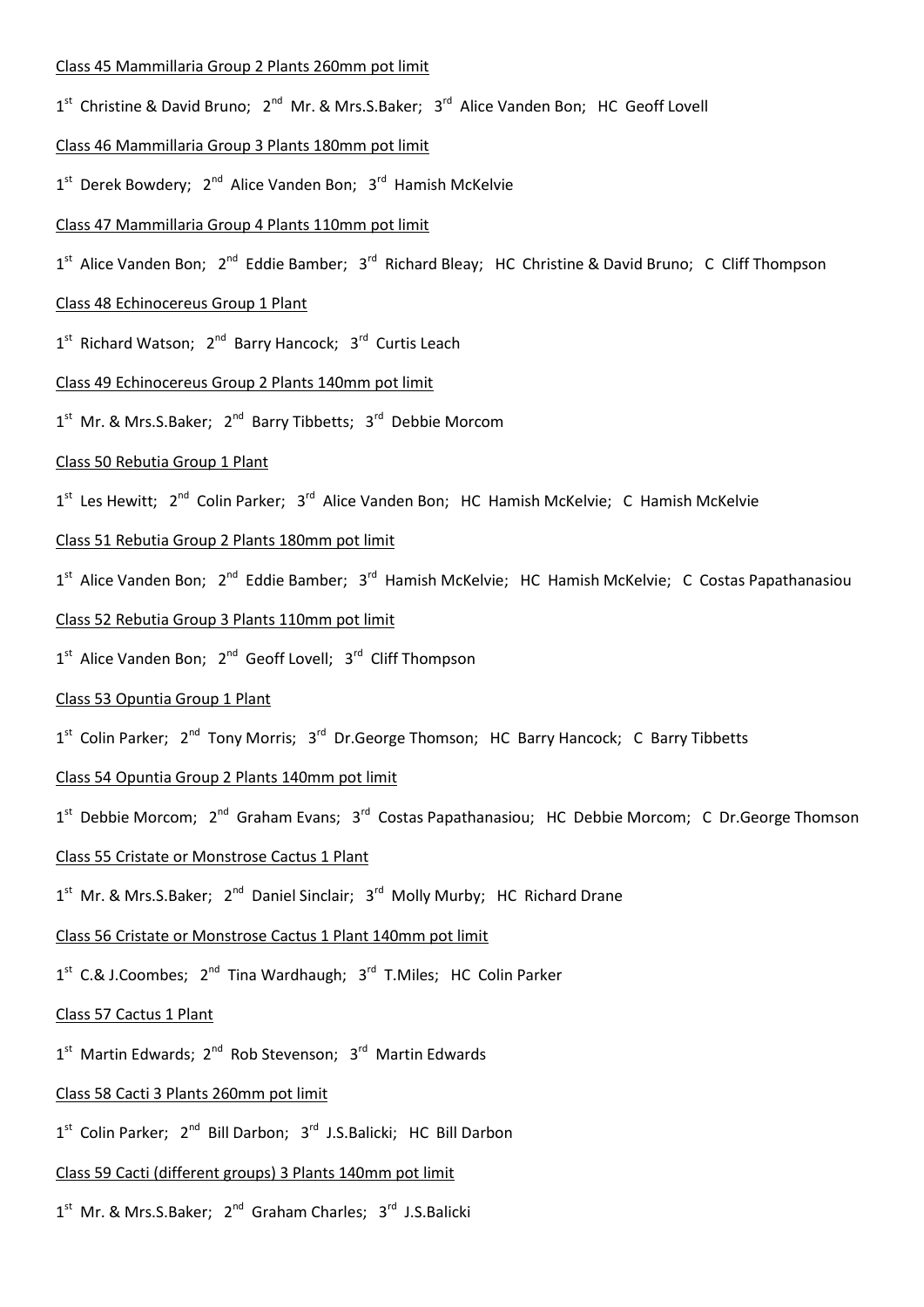<u>Class 45 Mammillaria Group 2 Plants 260mm pot limit</u>

1st Christine & David Bruno; 2nd Mr. & Mrs.S.Baker; 3rd Alice Vanden Bon; HC Geoff Lovell

<u>Class 46 Mammillaria Group 3 Plants 180mm pot limit</u>

1st Derek Bowdery; 2nd Alice Vanden Bon; 3rd Hamish McKelvie

<u>Class 47 Mammillaria Group 4 Plants 110mm pot limit</u>

1st Alice Vanden Bon; 2nd Eddie Bamber; 3rd Richard Bleay; HC Christine & David Bruno; C Cliff Thompson

<u>Class 48 Echinocereus Group 1 Plant</u>

1st Richard Watson; 2nd Barry Hancock; 3rd Curtis Leach

<u>Class 49 Echinocereus Group 2 Plants 140mm pot limit</u>

1st Mr. & Mrs.S.Baker; 2nd Barry Tibbetts; 3rd Debbie Morcom

<u>Class 50 Rebutia Group 1 Plant</u>

1st Les Hewitt; 2nd Colin Parker; 3rd Alice Vanden Bon; HC Hamish McKelvie; C Hamish McKelvie

<u>Class 51 Rebutia Group 2 Plants 180mm pot limit</u>

1st Alice Vanden Bon; 2nd Eddie Bamber; 3rd Hamish McKelvie; HC Hamish McKelvie; C Costas Papathanasiou

<u>Class 52 Rebutia Group 3 Plants 110mm pot limit</u>

1st Alice Vanden Bon; 2nd Geoff Lovell; 3rd Cliff Thompson

<u>Class 53 Opuntia Group 1 Plant</u>

1st Colin Parker; 2nd Tony Morris; 3rd Dr.George Thomson; HC Barry Hancock; C Barry Tibbetts

<u>Class 54 Opuntia Group 2 Plants 140mm pot limit</u>

1st Debbie Morcom; 2nd Graham Evans; 3rd Costas Papathanasiou; HC Debbie Morcom; C Dr.George Thomson

<u>Class 55 Cristate or Monstrose Cactus 1 Plant</u>

1st Mr. & Mrs.S.Baker; 2nd Daniel Sinclair; 3rd Molly Murby; HC Richard Drane

<u>Class 56 Cristate or Monstrose Cactus 1 Plant 140mm pot limit</u>

1st C.& J.Coombes; 2nd Tina Wardhaugh; 3rd T.Miles; HC Colin Parker

<u>Class 57 Cactus 1 Plant</u>

1st Martin Edwards; 2nd Rob Stevenson; 3rd Martin Edwards

<u>Class 58 Cacti 3 Plants 260mm pot limit</u>

1st Colin Parker; 2nd Bill Darbon; 3rd J.S.Balicki; HC Bill Darbon

<u>Class 59 Cacti (different groups) 3 Plants 140mm pot limit</u>

1st Mr. & Mrs.S.Baker; 2nd Graham Charles; 3rd J.S.Balicki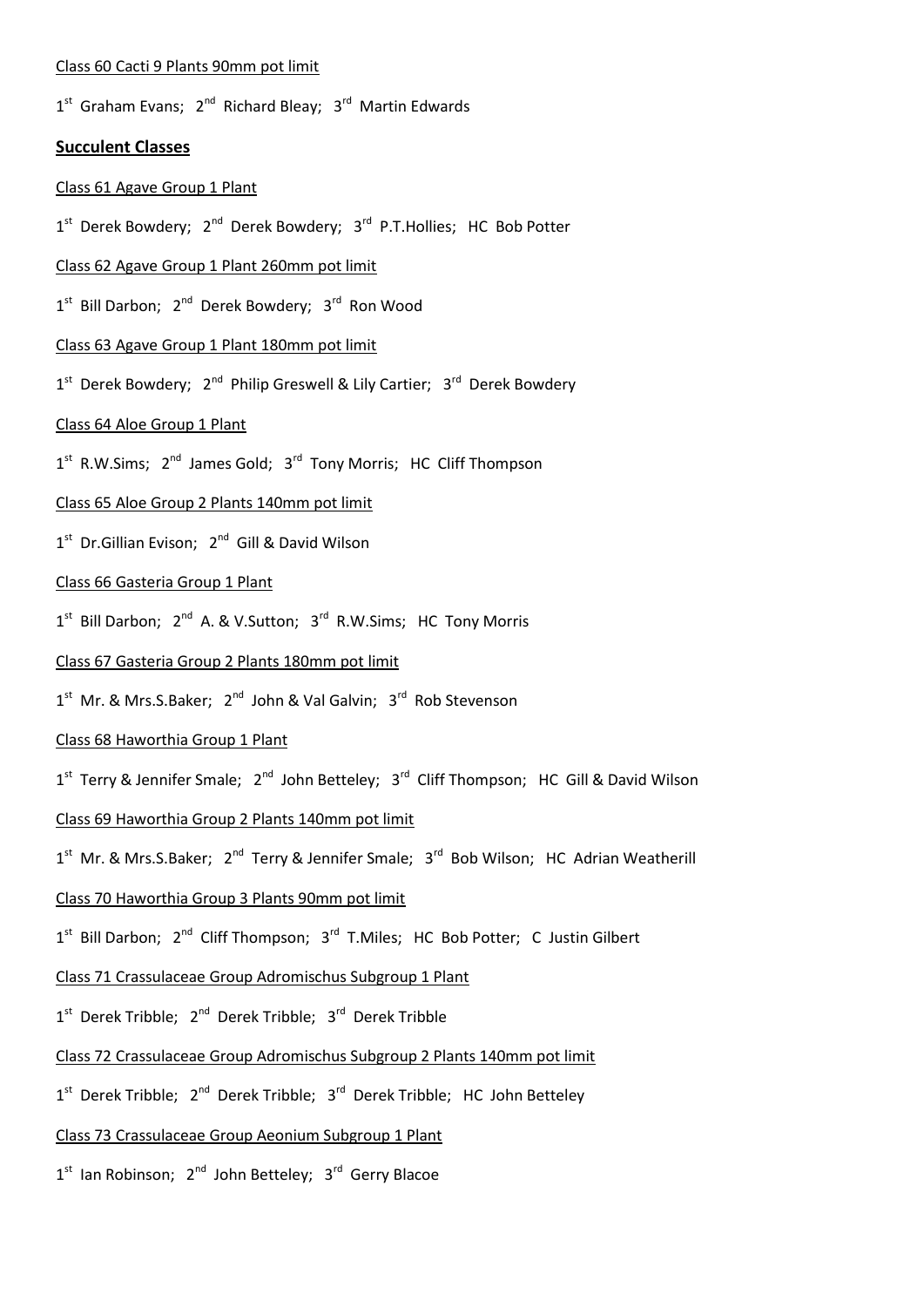Class 60 Cacti 9 Plants 90mm pot limit

1st Graham Evans; 2nd Richard Bleay; 3rd Martin Edwards

**Succulent Classes**

Class 61 Agave Group 1 Plant

1st Derek Bowdery; 2nd Derek Bowdery; 3rd P.T.Hollies; HC Bob Potter

Class 62 Agave Group 1 Plant 260mm pot limit

1st Bill Darbon; 2nd Derek Bowdery; 3rd Ron Wood

Class 63 Agave Group 1 Plant 180mm pot limit

1st Derek Bowdery; 2nd Philip Greswell & Lily Cartier; 3rd Derek Bowdery

Class 64 Aloe Group 1 Plant

1st R.W.Sims; 2nd James Gold; 3rd Tony Morris; HC Cliff Thompson

Class 65 Aloe Group 2 Plants 140mm pot limit

1st Dr.Gillian Evison; 2nd Gill & David Wilson

Class 66 Gasteria Group 1 Plant

1st Bill Darbon; 2nd A. & V.Sutton; 3rd R.W.Sims; HC Tony Morris

Class 67 Gasteria Group 2 Plants 180mm pot limit

1st Mr. & Mrs.S.Baker; 2nd John & Val Galvin; 3rd Rob Stevenson

Class 68 Haworthia Group 1 Plant

1st Terry & Jennifer Smale; 2nd John Betteley; 3rd Cliff Thompson; HC Gill & David Wilson

Class 69 Haworthia Group 2 Plants 140mm pot limit

1st Mr. & Mrs.S.Baker; 2nd Terry & Jennifer Smale; 3rd Bob Wilson; HC Adrian Weatherill

Class 70 Haworthia Group 3 Plants 90mm pot limit

1st Bill Darbon; 2nd Cliff Thompson; 3rd T.Miles; HC Bob Potter; C Justin Gilbert

Class 71 Crassulaceae Group Adromischus Subgroup 1 Plant

1st Derek Tribble; 2nd Derek Tribble; 3rd Derek Tribble

Class 72 Crassulaceae Group Adromischus Subgroup 2 Plants 140mm pot limit

1st Derek Tribble; 2nd Derek Tribble; 3rd Derek Tribble; HC John Betteley

Class 73 Crassulaceae Group Aeonium Subgroup 1 Plant

1st Ian Robinson; 2nd John Betteley; 3rd Gerry Blacoe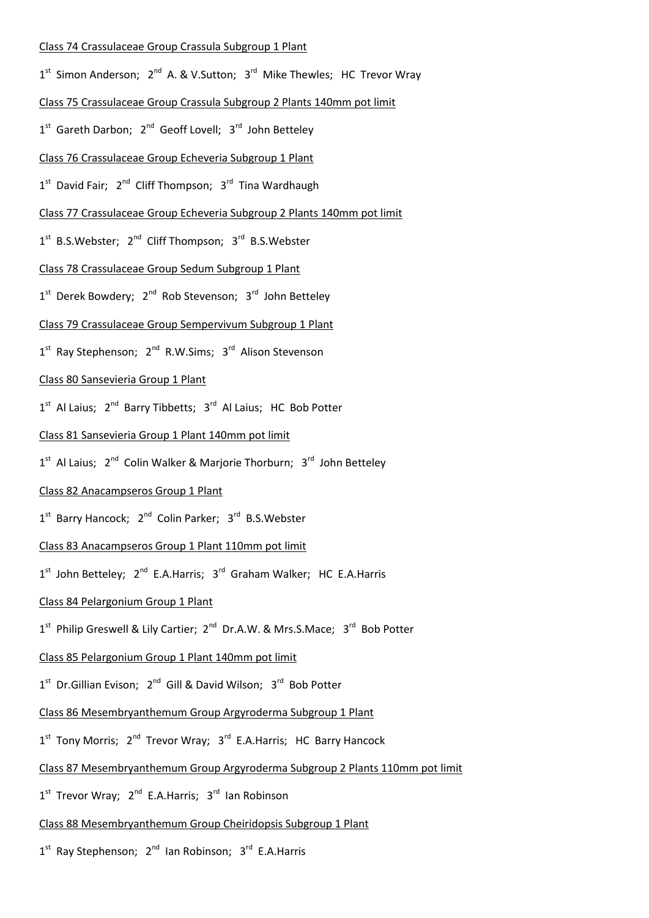Class 74 Crassulaceae Group Crassula Subgroup 1 Plant

1st Simon Anderson; 2nd A. & V.Sutton; 3rd Mike Thewles; HC Trevor Wray

Class 75 Crassulaceae Group Crassula Subgroup 2 Plants 140mm pot limit

1st Gareth Darbon; 2nd Geoff Lovell; 3rd John Betteley

Class 76 Crassulaceae Group Echeveria Subgroup 1 Plant

1st David Fair; 2nd Cliff Thompson; 3rd Tina Wardhaugh

Class 77 Crassulaceae Group Echeveria Subgroup 2 Plants 140mm pot limit

1st B.S.Webster; 2nd Cliff Thompson; 3rd B.S.Webster

Class 78 Crassulaceae Group Sedum Subgroup 1 Plant

1st Derek Bowdery; 2nd Rob Stevenson; 3rd John Betteley

Class 79 Crassulaceae Group Sempervivum Subgroup 1 Plant

1st Ray Stephenson; 2nd R.W.Sims; 3rd Alison Stevenson

Class 80 Sansevieria Group 1 Plant

1st Al Laius; 2nd Barry Tibbetts; 3rd Al Laius; HC Bob Potter

Class 81 Sansevieria Group 1 Plant 140mm pot limit

1st Al Laius; 2nd Colin Walker & Marjorie Thorburn; 3rd John Betteley

Class 82 Anacampseros Group 1 Plant

1st Barry Hancock; 2nd Colin Parker; 3rd B.S.Webster

Class 83 Anacampseros Group 1 Plant 110mm pot limit

1st John Betteley; 2nd E.A.Harris; 3rd Graham Walker; HC E.A.Harris

Class 84 Pelargonium Group 1 Plant

1st Philip Greswell & Lily Cartier; 2nd Dr.A.W. & Mrs.S.Mace; 3rd Bob Potter

Class 85 Pelargonium Group 1 Plant 140mm pot limit

1st Dr.Gillian Evison; 2nd Gill & David Wilson; 3rd Bob Potter

Class 86 Mesembryanthemum Group Argyroderma Subgroup 1 Plant

1st Tony Morris; 2nd Trevor Wray; 3rd E.A.Harris; HC Barry Hancock

Class 87 Mesembryanthemum Group Argyroderma Subgroup 2 Plants 110mm pot limit

1st Trevor Wray; 2nd E.A.Harris; 3rd Ian Robinson

Class 88 Mesembryanthemum Group Cheiridopsis Subgroup 1 Plant

1st Ray Stephenson; 2nd Ian Robinson; 3rd E.A.Harris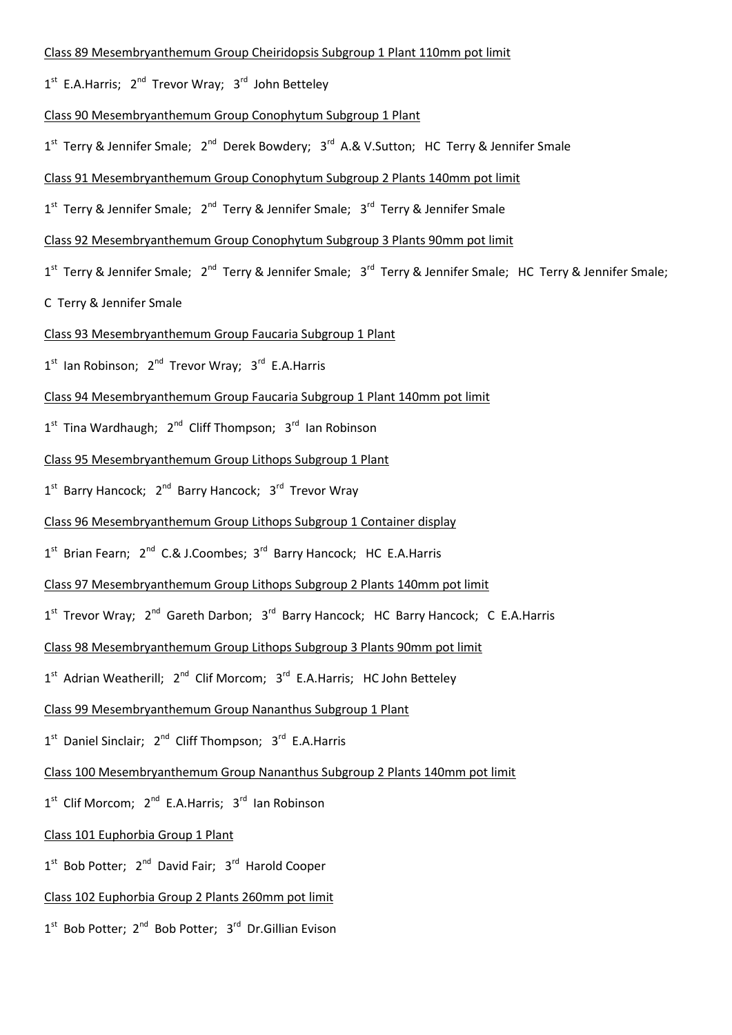Class 89 Mesembryanthemum Group Cheiridopsis Subgroup 1 Plant 110mm pot limit

1st E.A.Harris; 2nd Trevor Wray; 3rd John Betteley

Class 90 Mesembryanthemum Group Conophytum Subgroup 1 Plant

1st Terry & Jennifer Smale; 2nd Derek Bowdery; 3rd A.& V.Sutton; HC Terry & Jennifer Smale

Class 91 Mesembryanthemum Group Conophytum Subgroup 2 Plants 140mm pot limit

1st Terry & Jennifer Smale; 2nd Terry & Jennifer Smale; 3rd Terry & Jennifer Smale

Class 92 Mesembryanthemum Group Conophytum Subgroup 3 Plants 90mm pot limit

1st Terry & Jennifer Smale; 2nd Terry & Jennifer Smale; 3rd Terry & Jennifer Smale; HC Terry & Jennifer Smale;

C Terry & Jennifer Smale

Class 93 Mesembryanthemum Group Faucaria Subgroup 1 Plant

1st Ian Robinson; 2nd Trevor Wray; 3rd E.A.Harris

Class 94 Mesembryanthemum Group Faucaria Subgroup 1 Plant 140mm pot limit

1st Tina Wardhaugh; 2nd Cliff Thompson; 3rd Ian Robinson

Class 95 Mesembryanthemum Group Lithops Subgroup 1 Plant

1st Barry Hancock; 2nd Barry Hancock; 3rd Trevor Wray

Class 96 Mesembryanthemum Group Lithops Subgroup 1 Container display

1st Brian Fearn; 2nd C.& J.Coombes; 3rd Barry Hancock; HC E.A.Harris

Class 97 Mesembryanthemum Group Lithops Subgroup 2 Plants 140mm pot limit

1st Trevor Wray; 2nd Gareth Darbon; 3rd Barry Hancock; HC Barry Hancock; C E.A.Harris

Class 98 Mesembryanthemum Group Lithops Subgroup 3 Plants 90mm pot limit

1st Adrian Weatherill; 2nd Clif Morcom; 3rd E.A.Harris; HC John Betteley

Class 99 Mesembryanthemum Group Nananthus Subgroup 1 Plant

1st Daniel Sinclair; 2nd Cliff Thompson; 3rd E.A.Harris

Class 100 Mesembryanthemum Group Nananthus Subgroup 2 Plants 140mm pot limit

1st Clif Morcom; 2nd E.A.Harris; 3rd Ian Robinson

Class 101 Euphorbia Group 1 Plant

1st Bob Potter; 2nd David Fair; 3rd Harold Cooper

Class 102 Euphorbia Group 2 Plants 260mm pot limit

1st Bob Potter; 2nd Bob Potter; 3rd Dr.Gillian Evison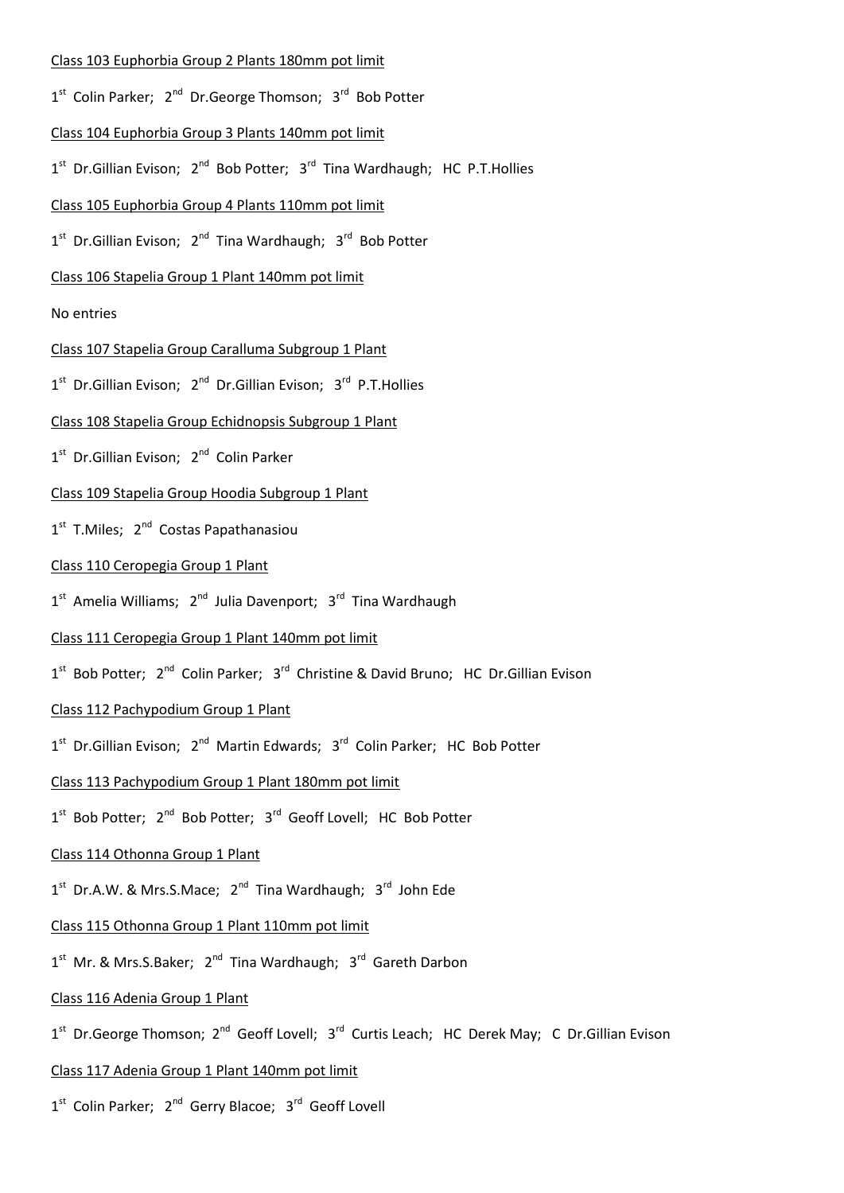Class 103 Euphorbia Group 2 Plants 180mm pot limit

1st Colin Parker; 2nd Dr.George Thomson; 3rd Bob Potter

Class 104 Euphorbia Group 3 Plants 140mm pot limit

1st Dr.Gillian Evison; 2nd Bob Potter; 3rd Tina Wardhaugh; HC P.T.Hollies

Class 105 Euphorbia Group 4 Plants 110mm pot limit

1st Dr.Gillian Evison; 2nd Tina Wardhaugh; 3rd Bob Potter

Class 106 Stapelia Group 1 Plant 140mm pot limit

No entries

Class 107 Stapelia Group Caralluma Subgroup 1 Plant

1st Dr.Gillian Evison; 2nd Dr.Gillian Evison; 3rd P.T.Hollies

Class 108 Stapelia Group Echidnopsis Subgroup 1 Plant

1st Dr.Gillian Evison; 2nd Colin Parker

Class 109 Stapelia Group Hoodia Subgroup 1 Plant

1st T.Miles; 2nd Costas Papathanasiou

Class 110 Ceropegia Group 1 Plant

1st Amelia Williams; 2nd Julia Davenport; 3rd Tina Wardhaugh

Class 111 Ceropegia Group 1 Plant 140mm pot limit

1st Bob Potter; 2nd Colin Parker; 3rd Christine & David Bruno; HC Dr.Gillian Evison

Class 112 Pachypodium Group 1 Plant

1st Dr.Gillian Evison; 2nd Martin Edwards; 3rd Colin Parker; HC Bob Potter

Class 113 Pachypodium Group 1 Plant 180mm pot limit

1st Bob Potter; 2nd Bob Potter; 3rd Geoff Lovell; HC Bob Potter

Class 114 Othonna Group 1 Plant

1st Dr.A.W. & Mrs.S.Mace; 2nd Tina Wardhaugh; 3rd John Ede

Class 115 Othonna Group 1 Plant 110mm pot limit

1st Mr. & Mrs.S.Baker; 2nd Tina Wardhaugh; 3rd Gareth Darbon

Class 116 Adenia Group 1 Plant

1st Dr.George Thomson; 2nd Geoff Lovell; 3rd Curtis Leach; HC Derek May; C Dr.Gillian Evison

Class 117 Adenia Group 1 Plant 140mm pot limit

1st Colin Parker; 2nd Gerry Blacoe; 3rd Geoff Lovell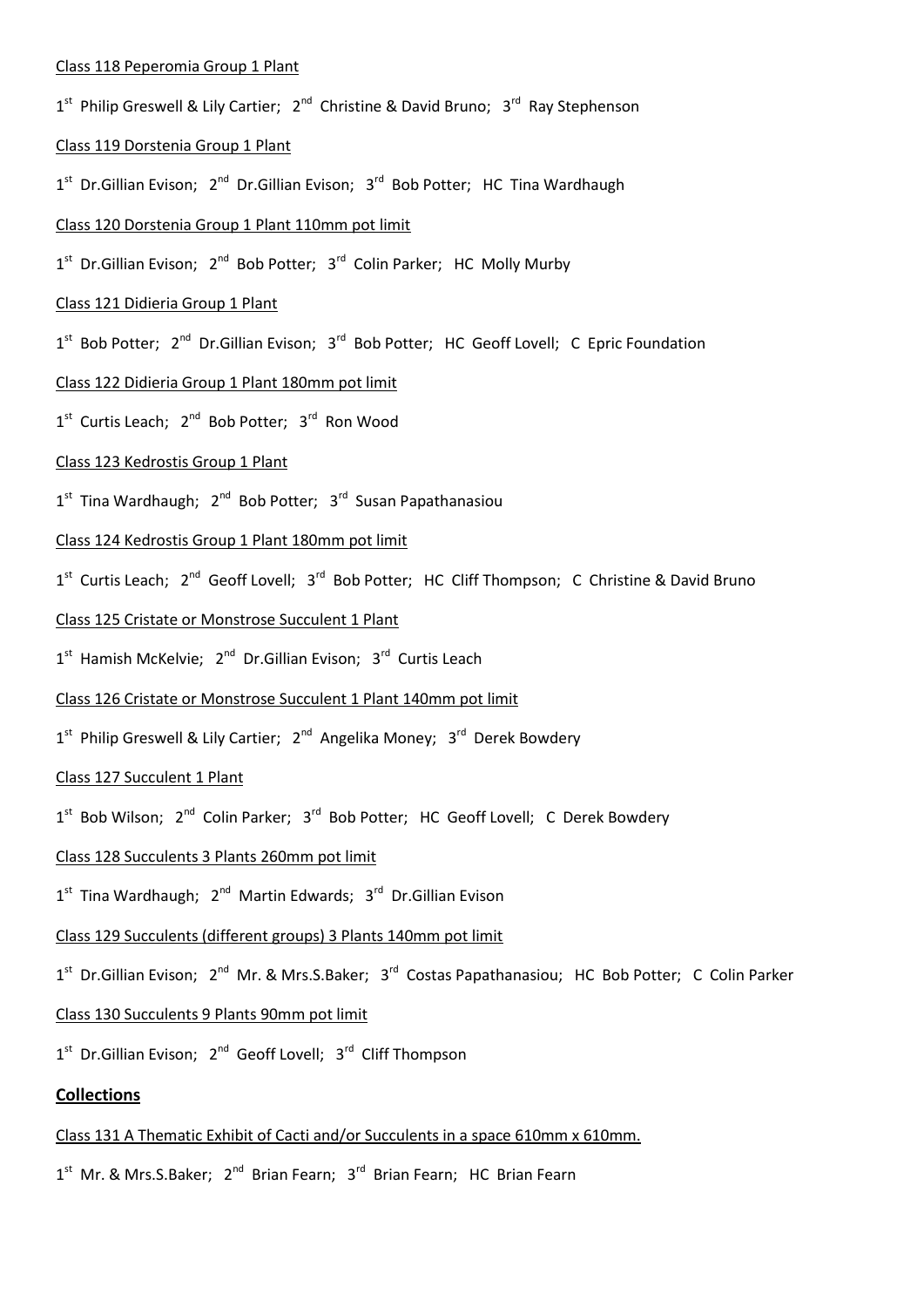Class 118 Peperomia Group 1 Plant

1st Philip Greswell & Lily Cartier; 2nd Christine & David Bruno; 3rd Ray Stephenson

Class 119 Dorstenia Group 1 Plant

1st Dr.Gillian Evison; 2nd Dr.Gillian Evison; 3rd Bob Potter; HC Tina Wardhaugh

Class 120 Dorstenia Group 1 Plant 110mm pot limit

1st Dr.Gillian Evison; 2nd Bob Potter; 3rd Colin Parker; HC Molly Murby

Class 121 Didieria Group 1 Plant

1st Bob Potter; 2nd Dr.Gillian Evison; 3rd Bob Potter; HC Geoff Lovell; C Epric Foundation

Class 122 Didieria Group 1 Plant 180mm pot limit

1st Curtis Leach; 2nd Bob Potter; 3rd Ron Wood

Class 123 Kedrostis Group 1 Plant

1st Tina Wardhaugh; 2nd Bob Potter; 3rd Susan Papathanasiou

Class 124 Kedrostis Group 1 Plant 180mm pot limit

1st Curtis Leach; 2nd Geoff Lovell; 3rd Bob Potter; HC Cliff Thompson; C Christine & David Bruno

Class 125 Cristate or Monstrose Succulent 1 Plant

1st Hamish McKelvie; 2nd Dr.Gillian Evison; 3rd Curtis Leach

Class 126 Cristate or Monstrose Succulent 1 Plant 140mm pot limit

1st Philip Greswell & Lily Cartier; 2nd Angelika Money; 3rd Derek Bowdery

Class 127 Succulent 1 Plant

1st Bob Wilson; 2nd Colin Parker; 3rd Bob Potter; HC Geoff Lovell; C Derek Bowdery

Class 128 Succulents 3 Plants 260mm pot limit

1st Tina Wardhaugh; 2nd Martin Edwards; 3rd Dr.Gillian Evison

Class 129 Succulents (different groups) 3 Plants 140mm pot limit

1st Dr.Gillian Evison; 2nd Mr. & Mrs.S.Baker; 3rd Costas Papathanasiou; HC Bob Potter; C Colin Parker

Class 130 Succulents 9 Plants 90mm pot limit

1st Dr.Gillian Evison; 2nd Geoff Lovell; 3rd Cliff Thompson

**Collections**

Class 131 A Thematic Exhibit of Cacti and/or Succulents in a space 610mm x 610mm.

1st Mr. & Mrs.S.Baker; 2nd Brian Fearn; 3rd Brian Fearn; HC Brian Fearn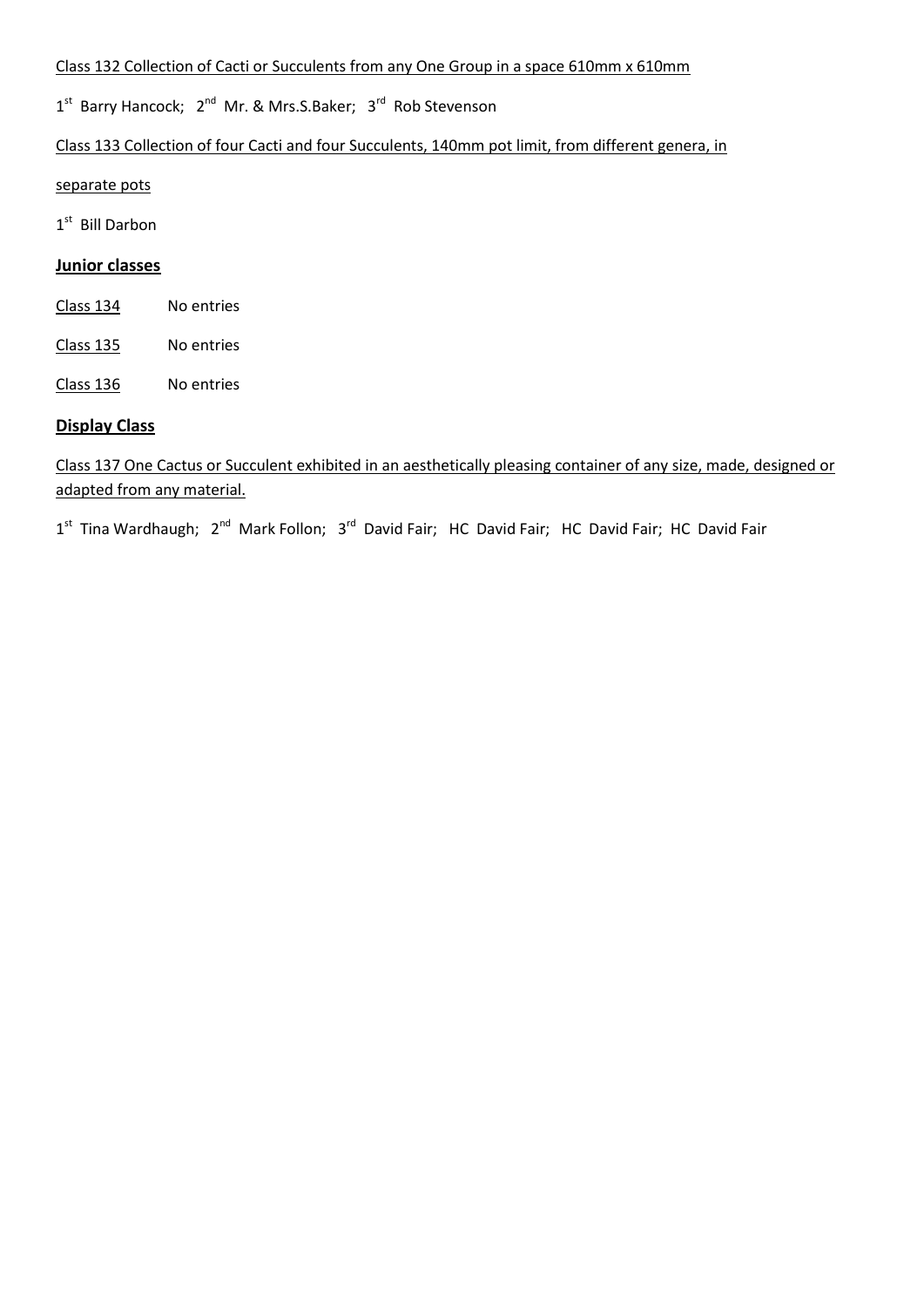Class 132 Collection of Cacti or Succulents from any One Group in a space 610mm x 610mm

1st Barry Hancock; 2nd Mr. & Mrs.S.Baker; 3rd Rob Stevenson

Class 133 Collection of four Cacti and four Succulents, 140mm pot limit, from different genera, in separate pots

1st Bill Darbon

## Junior classes

Class 134 No entries

Class 135 No entries

Class 136 No entries

## Display Class

Class 137 One Cactus or Succulent exhibited in an aesthetically pleasing container of any size, made, designed or adapted from any material.

1st Tina Wardhaugh; 2nd Mark Follon; 3rd David Fair; HC David Fair; HC David Fair; HC David Fair